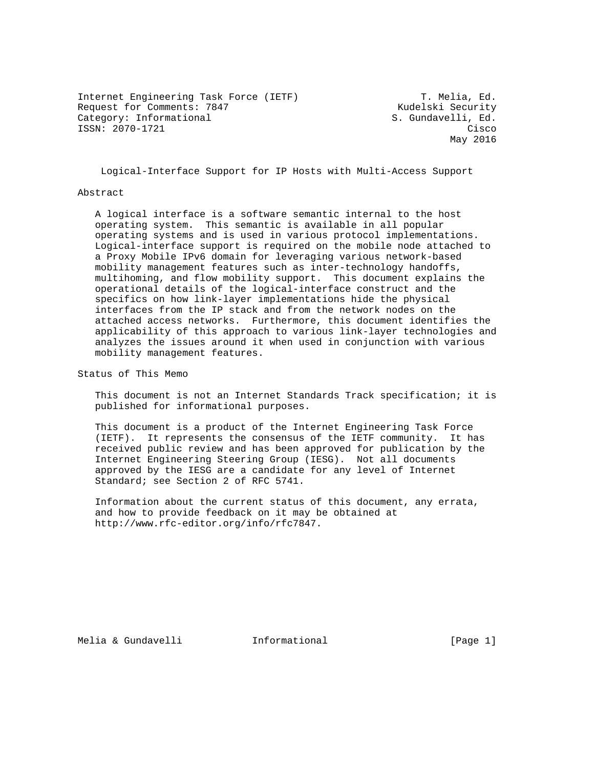Internet Engineering Task Force (IETF) T. Melia, Ed.
Request for Comments: 7847 Kudelski Security
Category: Informational S. Gundavelli, Ed.
ISSN: 2070-1721 Cisco
May 2016

# Logical-Interface Support for IP Hosts with Multi-Access Support

## Abstract

A logical interface is a software semantic internal to the host operating system. This semantic is available in all popular operating systems and is used in various protocol implementations. Logical-interface support is required on the mobile node attached to a Proxy Mobile IPv6 domain for leveraging various network-based mobility management features such as inter-technology handoffs, multihoming, and flow mobility support. This document explains the operational details of the logical-interface construct and the specifics on how link-layer implementations hide the physical interfaces from the IP stack and from the network nodes on the attached access networks. Furthermore, this document identifies the applicability of this approach to various link-layer technologies and analyzes the issues around it when used in conjunction with various mobility management features.

## Status of This Memo

This document is not an Internet Standards Track specification; it is published for informational purposes.

This document is a product of the Internet Engineering Task Force (IETF). It represents the consensus of the IETF community. It has received public review and has been approved for publication by the Internet Engineering Steering Group (IESG). Not all documents approved by the IESG are a candidate for any level of Internet Standard; see Section 2 of RFC 5741.

Information about the current status of this document, any errata, and how to provide feedback on it may be obtained at http://www.rfc-editor.org/info/rfc7847.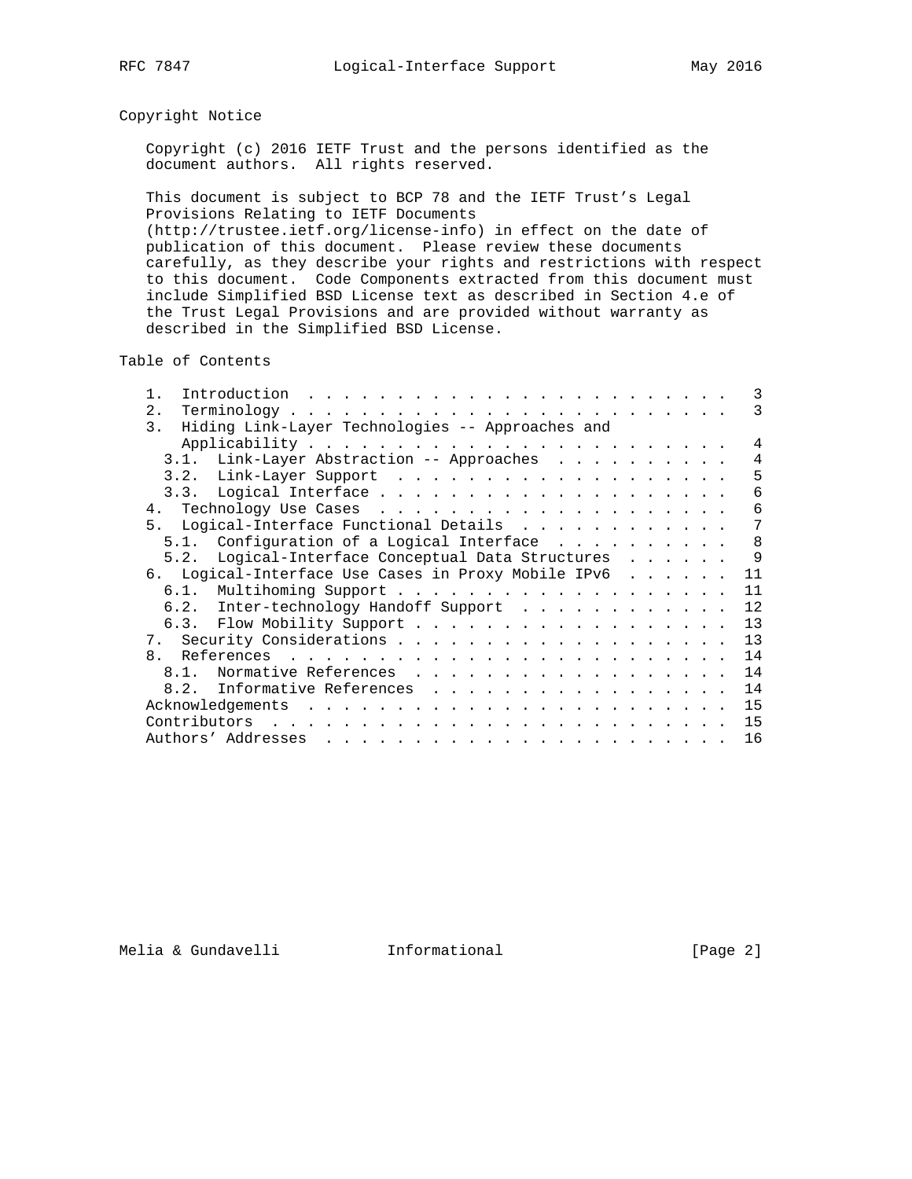## Copyright Notice

Copyright (c) 2016 IETF Trust and the persons identified as the document authors. All rights reserved.

This document is subject to BCP 78 and the IETF Trust's Legal Provisions Relating to IETF Documents (http://trustee.ietf.org/license-info) in effect on the date of publication of this document. Please review these documents carefully, as they describe your rights and restrictions with respect to this document. Code Components extracted from this document must include Simplified BSD License text as described in Section 4.e of the Trust Legal Provisions and are provided without warranty as described in the Simplified BSD License.

## Table of Contents

```
   1.  Introduction . . . . . . . . . . . . . . . . . . . . . . . .   3
   2.  Terminology  . . . . . . . . . . . . . . . . . . . . . . . .   3
   3.  Hiding Link-Layer Technologies -- Approaches and
       Applicability  . . . . . . . . . . . . . . . . . . . . . . .   4
     3.1.  Link-Layer Abstraction -- Approaches . . . . . . . . . .   4
     3.2.  Link-Layer Support . . . . . . . . . . . . . . . . . . .   5
     3.3.  Logical Interface  . . . . . . . . . . . . . . . . . . .   6
   4.  Technology Use Cases . . . . . . . . . . . . . . . . . . . .   6
   5.  Logical-Interface Functional Details . . . . . . . . . . . .   7
     5.1.  Configuration of a Logical Interface . . . . . . . . . .   8
     5.2.  Logical-Interface Conceptual Data Structures . . . . . .   9
   6.  Logical-Interface Use Cases in Proxy Mobile IPv6 . . . . . .  11
     6.1.  Multihoming Support  . . . . . . . . . . . . . . . . . .  11
     6.2.  Inter-technology Handoff Support . . . . . . . . . . . .  12
     6.3.  Flow Mobility Support  . . . . . . . . . . . . . . . . .  13
   7.  Security Considerations  . . . . . . . . . . . . . . . . . .  13
   8.  References . . . . . . . . . . . . . . . . . . . . . . . . .  14
     8.1.  Normative References . . . . . . . . . . . . . . . . . .  14
     8.2.  Informative References . . . . . . . . . . . . . . . . .  14
   Acknowledgements . . . . . . . . . . . . . . . . . . . . . . . .  15
   Contributors . . . . . . . . . . . . . . . . . . . . . . . . . .  15
   Authors' Addresses . . . . . . . . . . . . . . . . . . . . . . .  16
```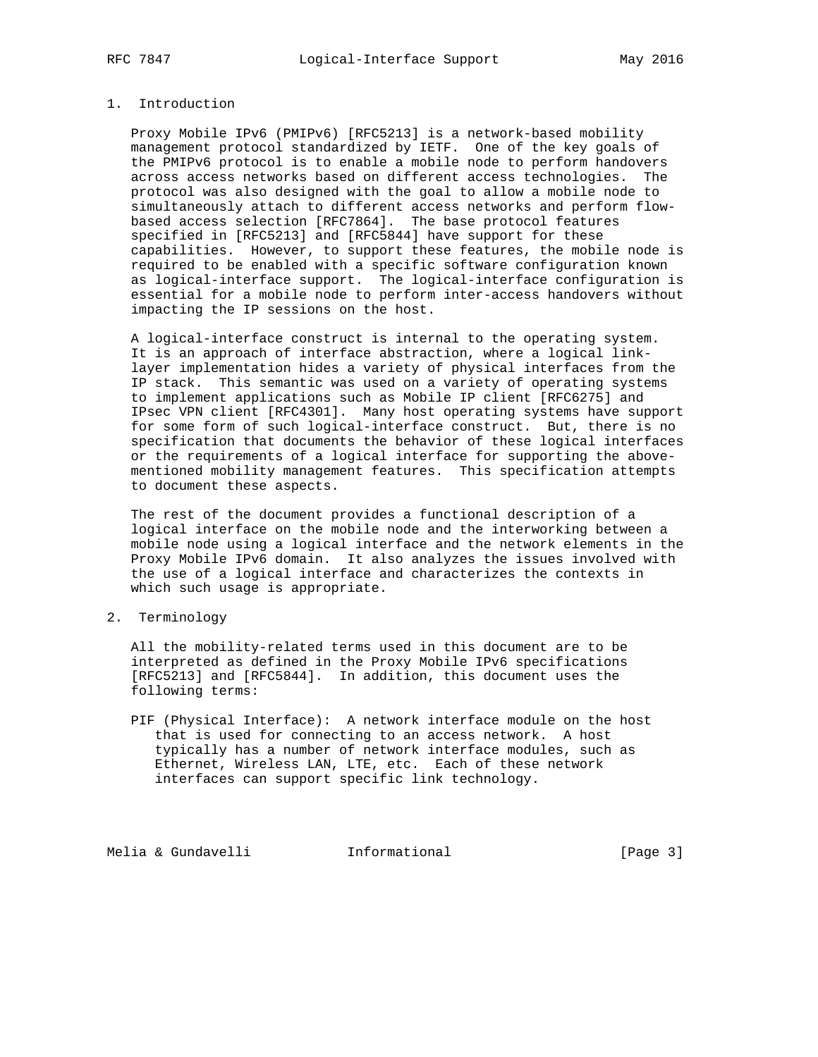## 1. Introduction

Proxy Mobile IPv6 (PMIPv6) [RFC5213] is a network-based mobility management protocol standardized by IETF. One of the key goals of the PMIPv6 protocol is to enable a mobile node to perform handovers across access networks based on different access technologies. The protocol was also designed with the goal to allow a mobile node to simultaneously attach to different access networks and perform flow-based access selection [RFC7864]. The base protocol features specified in [RFC5213] and [RFC5844] have support for these capabilities. However, to support these features, the mobile node is required to be enabled with a specific software configuration known as logical-interface support. The logical-interface configuration is essential for a mobile node to perform inter-access handovers without impacting the IP sessions on the host.

A logical-interface construct is internal to the operating system. It is an approach of interface abstraction, where a logical link-layer implementation hides a variety of physical interfaces from the IP stack. This semantic was used on a variety of operating systems to implement applications such as Mobile IP client [RFC6275] and IPsec VPN client [RFC4301]. Many host operating systems have support for some form of such logical-interface construct. But, there is no specification that documents the behavior of these logical interfaces or the requirements of a logical interface for supporting the above-mentioned mobility management features. This specification attempts to document these aspects.

The rest of the document provides a functional description of a logical interface on the mobile node and the interworking between a mobile node using a logical interface and the network elements in the Proxy Mobile IPv6 domain. It also analyzes the issues involved with the use of a logical interface and characterizes the contexts in which such usage is appropriate.

## 2. Terminology

All the mobility-related terms used in this document are to be interpreted as defined in the Proxy Mobile IPv6 specifications [RFC5213] and [RFC5844]. In addition, this document uses the following terms:

PIF (Physical Interface): A network interface module on the host that is used for connecting to an access network. A host typically has a number of network interface modules, such as Ethernet, Wireless LAN, LTE, etc. Each of these network interfaces can support specific link technology.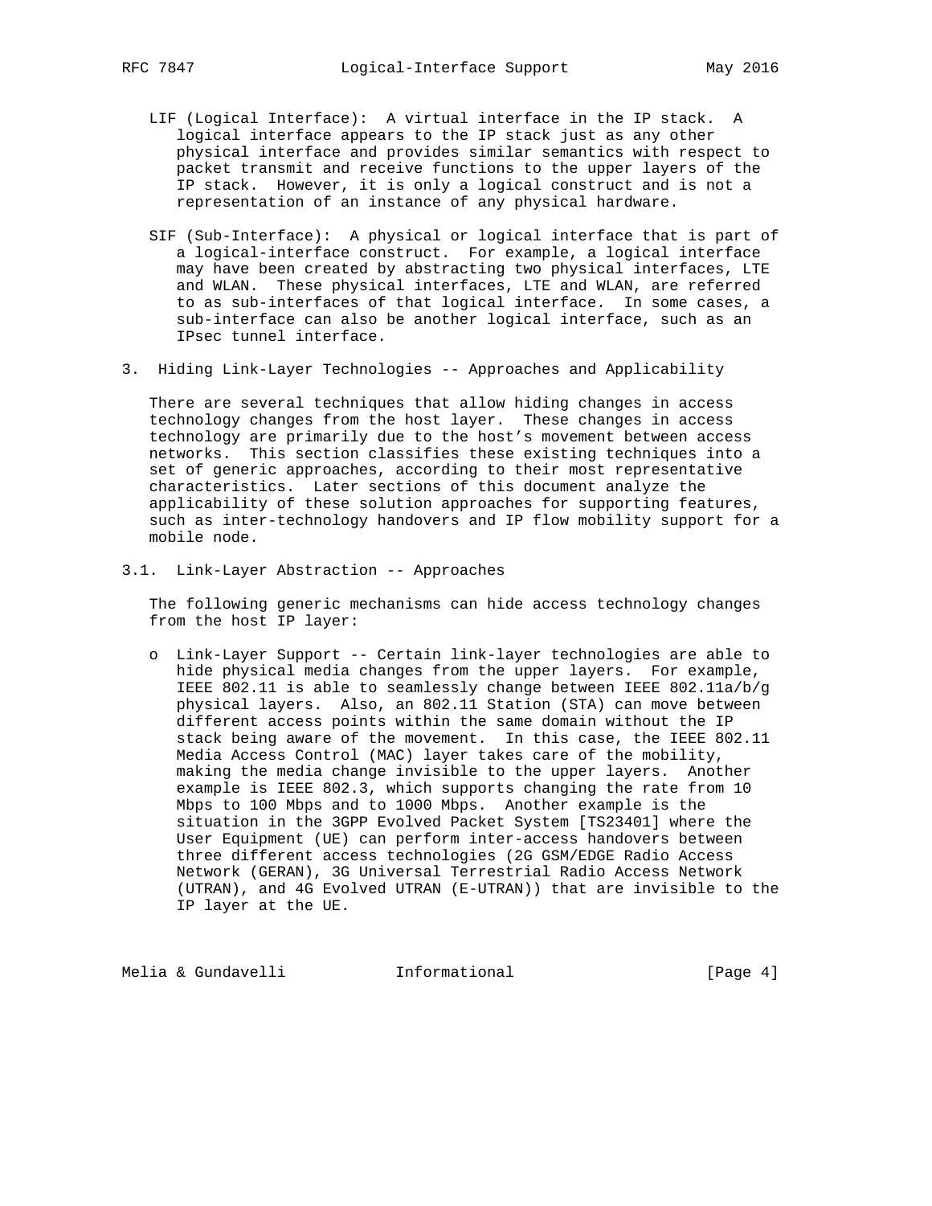LIF (Logical Interface): A virtual interface in the IP stack. A logical interface appears to the IP stack just as any other physical interface and provides similar semantics with respect to packet transmit and receive functions to the upper layers of the IP stack. However, it is only a logical construct and is not a representation of an instance of any physical hardware.

SIF (Sub-Interface): A physical or logical interface that is part of a logical-interface construct. For example, a logical interface may have been created by abstracting two physical interfaces, LTE and WLAN. These physical interfaces, LTE and WLAN, are referred to as sub-interfaces of that logical interface. In some cases, a sub-interface can also be another logical interface, such as an IPsec tunnel interface.

## 3. Hiding Link-Layer Technologies -- Approaches and Applicability

There are several techniques that allow hiding changes in access technology changes from the host layer. These changes in access technology are primarily due to the host's movement between access networks. This section classifies these existing techniques into a set of generic approaches, according to their most representative characteristics. Later sections of this document analyze the applicability of these solution approaches for supporting features, such as inter-technology handovers and IP flow mobility support for a mobile node.

### 3.1. Link-Layer Abstraction -- Approaches

The following generic mechanisms can hide access technology changes from the host IP layer:

- Link-Layer Support -- Certain link-layer technologies are able to hide physical media changes from the upper layers. For example, IEEE 802.11 is able to seamlessly change between IEEE 802.11a/b/g physical layers. Also, an 802.11 Station (STA) can move between different access points within the same domain without the IP stack being aware of the movement. In this case, the IEEE 802.11 Media Access Control (MAC) layer takes care of the mobility, making the media change invisible to the upper layers. Another example is IEEE 802.3, which supports changing the rate from 10 Mbps to 100 Mbps and to 1000 Mbps. Another example is the situation in the 3GPP Evolved Packet System [TS23401] where the User Equipment (UE) can perform inter-access handovers between three different access technologies (2G GSM/EDGE Radio Access Network (GERAN), 3G Universal Terrestrial Radio Access Network (UTRAN), and 4G Evolved UTRAN (E-UTRAN)) that are invisible to the IP layer at the UE.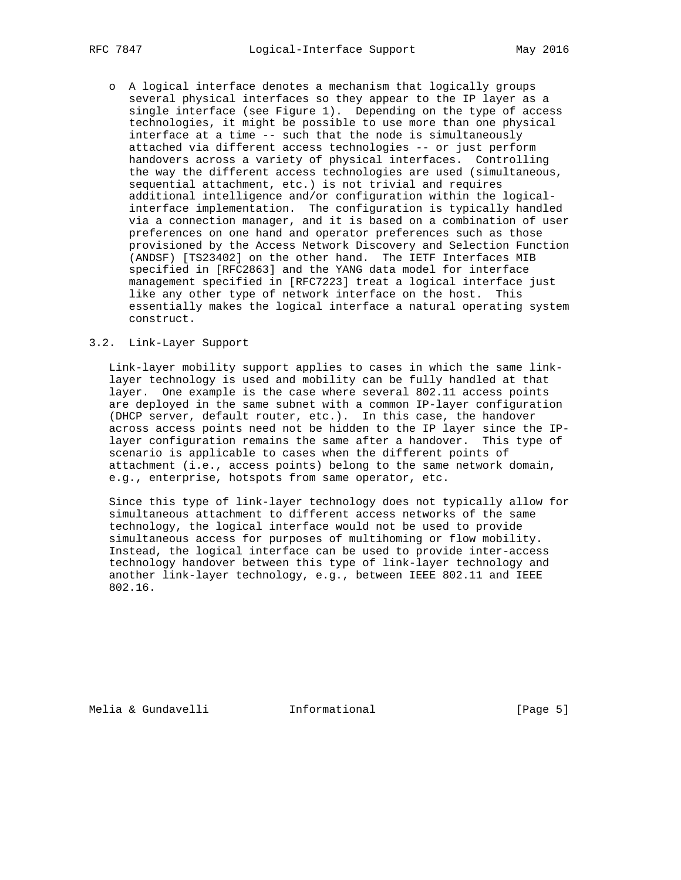- A logical interface denotes a mechanism that logically groups several physical interfaces so they appear to the IP layer as a single interface (see Figure 1). Depending on the type of access technologies, it might be possible to use more than one physical interface at a time -- such that the node is simultaneously attached via different access technologies -- or just perform handovers across a variety of physical interfaces. Controlling the way the different access technologies are used (simultaneous, sequential attachment, etc.) is not trivial and requires additional intelligence and/or configuration within the logical-interface implementation. The configuration is typically handled via a connection manager, and it is based on a combination of user preferences on one hand and operator preferences such as those provisioned by the Access Network Discovery and Selection Function (ANDSF) [TS23402] on the other hand. The IETF Interfaces MIB specified in [RFC2863] and the YANG data model for interface management specified in [RFC7223] treat a logical interface just like any other type of network interface on the host. This essentially makes the logical interface a natural operating system construct.

### 3.2. Link-Layer Support

Link-layer mobility support applies to cases in which the same link-layer technology is used and mobility can be fully handled at that layer. One example is the case where several 802.11 access points are deployed in the same subnet with a common IP-layer configuration (DHCP server, default router, etc.). In this case, the handover across access points need not be hidden to the IP layer since the IP-layer configuration remains the same after a handover. This type of scenario is applicable to cases when the different points of attachment (i.e., access points) belong to the same network domain, e.g., enterprise, hotspots from same operator, etc.

Since this type of link-layer technology does not typically allow for simultaneous attachment to different access networks of the same technology, the logical interface would not be used to provide simultaneous access for purposes of multihoming or flow mobility. Instead, the logical interface can be used to provide inter-access technology handover between this type of link-layer technology and another link-layer technology, e.g., between IEEE 802.11 and IEEE 802.16.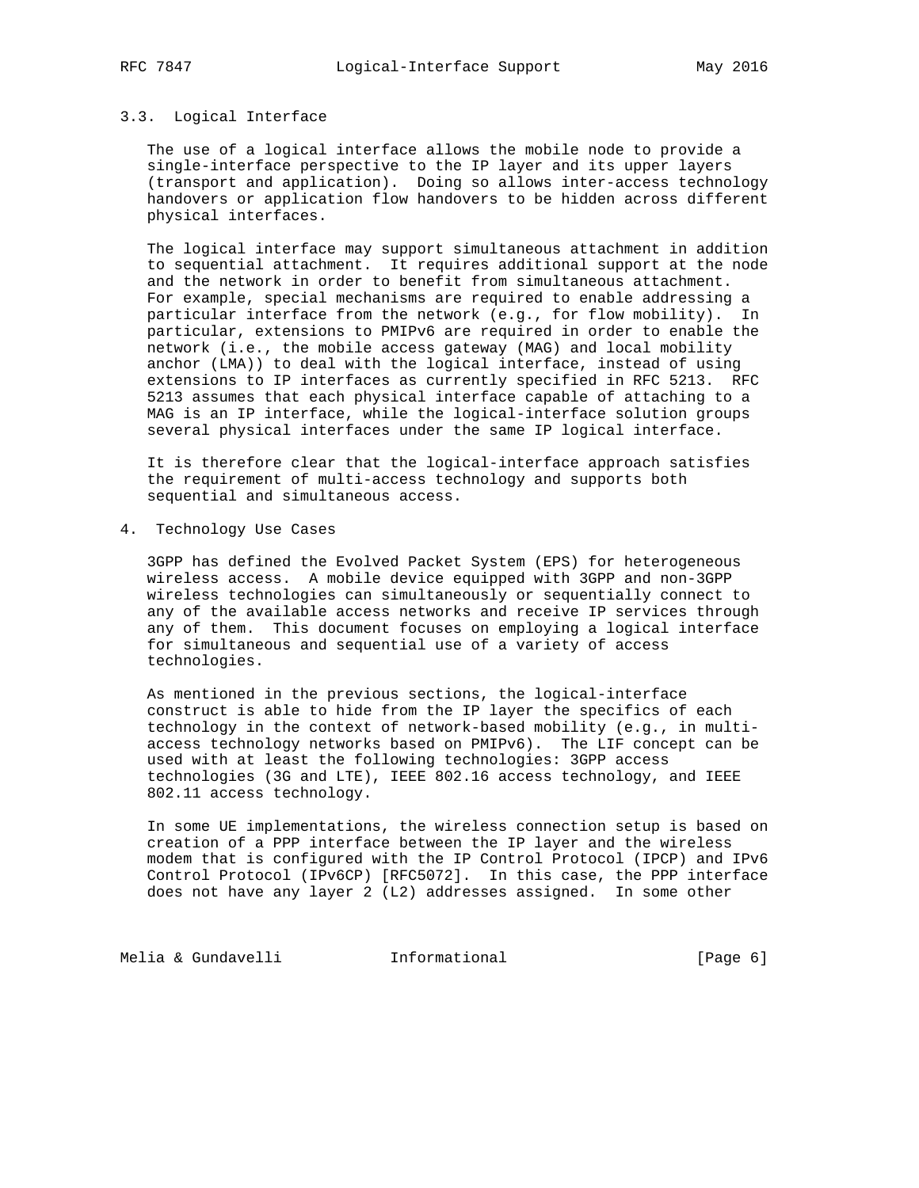### 3.3. Logical Interface

The use of a logical interface allows the mobile node to provide a single-interface perspective to the IP layer and its upper layers (transport and application). Doing so allows inter-access technology handovers or application flow handovers to be hidden across different physical interfaces.

The logical interface may support simultaneous attachment in addition to sequential attachment. It requires additional support at the node and the network in order to benefit from simultaneous attachment. For example, special mechanisms are required to enable addressing a particular interface from the network (e.g., for flow mobility). In particular, extensions to PMIPv6 are required in order to enable the network (i.e., the mobile access gateway (MAG) and local mobility anchor (LMA)) to deal with the logical interface, instead of using extensions to IP interfaces as currently specified in RFC 5213. RFC 5213 assumes that each physical interface capable of attaching to a MAG is an IP interface, while the logical-interface solution groups several physical interfaces under the same IP logical interface.

It is therefore clear that the logical-interface approach satisfies the requirement of multi-access technology and supports both sequential and simultaneous access.

## 4. Technology Use Cases

3GPP has defined the Evolved Packet System (EPS) for heterogeneous wireless access. A mobile device equipped with 3GPP and non-3GPP wireless technologies can simultaneously or sequentially connect to any of the available access networks and receive IP services through any of them. This document focuses on employing a logical interface for simultaneous and sequential use of a variety of access technologies.

As mentioned in the previous sections, the logical-interface construct is able to hide from the IP layer the specifics of each technology in the context of network-based mobility (e.g., in multi-access technology networks based on PMIPv6). The LIF concept can be used with at least the following technologies: 3GPP access technologies (3G and LTE), IEEE 802.16 access technology, and IEEE 802.11 access technology.

In some UE implementations, the wireless connection setup is based on creation of a PPP interface between the IP layer and the wireless modem that is configured with the IP Control Protocol (IPCP) and IPv6 Control Protocol (IPv6CP) [RFC5072]. In this case, the PPP interface does not have any layer 2 (L2) addresses assigned. In some other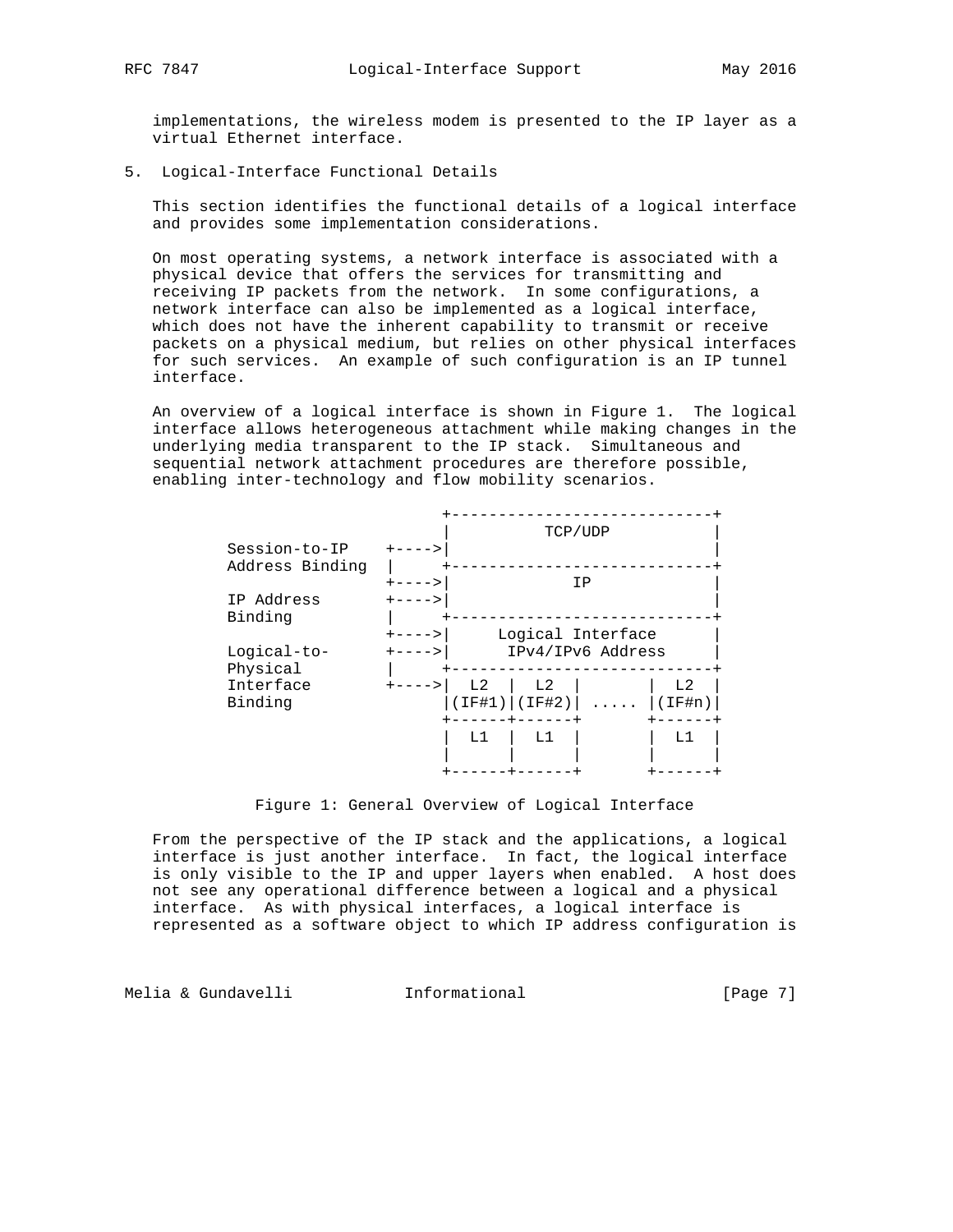implementations, the wireless modem is presented to the IP layer as a virtual Ethernet interface.

## 5. Logical-Interface Functional Details

This section identifies the functional details of a logical interface and provides some implementation considerations.

On most operating systems, a network interface is associated with a physical device that offers the services for transmitting and receiving IP packets from the network. In some configurations, a network interface can also be implemented as a logical interface, which does not have the inherent capability to transmit or receive packets on a physical medium, but relies on other physical interfaces for such services. An example of such configuration is an IP tunnel interface.

An overview of a logical interface is shown in Figure 1. The logical interface allows heterogeneous attachment while making changes in the underlying media transparent to the IP stack. Simultaneous and sequential network attachment procedures are therefore possible, enabling inter-technology and flow mobility scenarios.

```
                         +----------------------------+
                         |          TCP/UDP           |
        Session-to-IP    +---->|                            |
        Address Binding  |     +----------------------------+
                         +---->|             IP             |
        IP Address       +---->|                            |
        Binding          |     +----------------------------+
                         +---->|     Logical Interface      |
        Logical-to-      +---->|      IPv4/IPv6 Address     |
        Physical         |     +----------------------------+
        Interface        +---->|  L2  |  L2  |       |  L2  |
        Binding                |(IF#1)|(IF#2)| ..... |(IF#n)|
                               +------+------+       +------+
                               |  L1  |  L1  |       |  L1  |
                               |      |      |       |      |
                               +------+------+       +------+
```

Figure 1: General Overview of Logical Interface

From the perspective of the IP stack and the applications, a logical interface is just another interface. In fact, the logical interface is only visible to the IP and upper layers when enabled. A host does not see any operational difference between a logical and a physical interface. As with physical interfaces, a logical interface is represented as a software object to which IP address configuration is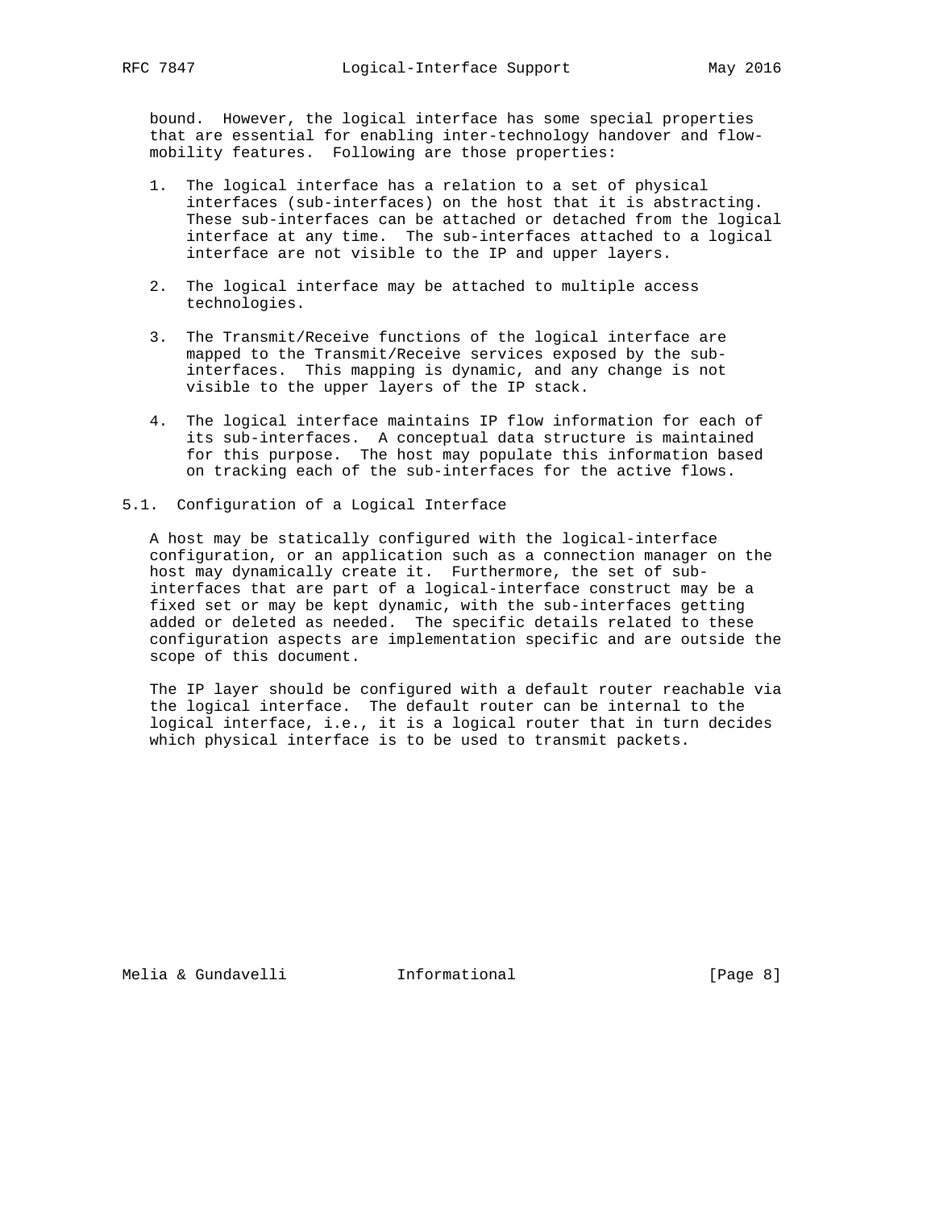bound. However, the logical interface has some special properties that are essential for enabling inter-technology handover and flow-mobility features. Following are those properties:

1. The logical interface has a relation to a set of physical interfaces (sub-interfaces) on the host that it is abstracting. These sub-interfaces can be attached or detached from the logical interface at any time. The sub-interfaces attached to a logical interface are not visible to the IP and upper layers.

2. The logical interface may be attached to multiple access technologies.

3. The Transmit/Receive functions of the logical interface are mapped to the Transmit/Receive services exposed by the sub-interfaces. This mapping is dynamic, and any change is not visible to the upper layers of the IP stack.

4. The logical interface maintains IP flow information for each of its sub-interfaces. A conceptual data structure is maintained for this purpose. The host may populate this information based on tracking each of the sub-interfaces for the active flows.

## 5.1. Configuration of a Logical Interface

A host may be statically configured with the logical-interface configuration, or an application such as a connection manager on the host may dynamically create it. Furthermore, the set of sub-interfaces that are part of a logical-interface construct may be a fixed set or may be kept dynamic, with the sub-interfaces getting added or deleted as needed. The specific details related to these configuration aspects are implementation specific and are outside the scope of this document.

The IP layer should be configured with a default router reachable via the logical interface. The default router can be internal to the logical interface, i.e., it is a logical router that in turn decides which physical interface is to be used to transmit packets.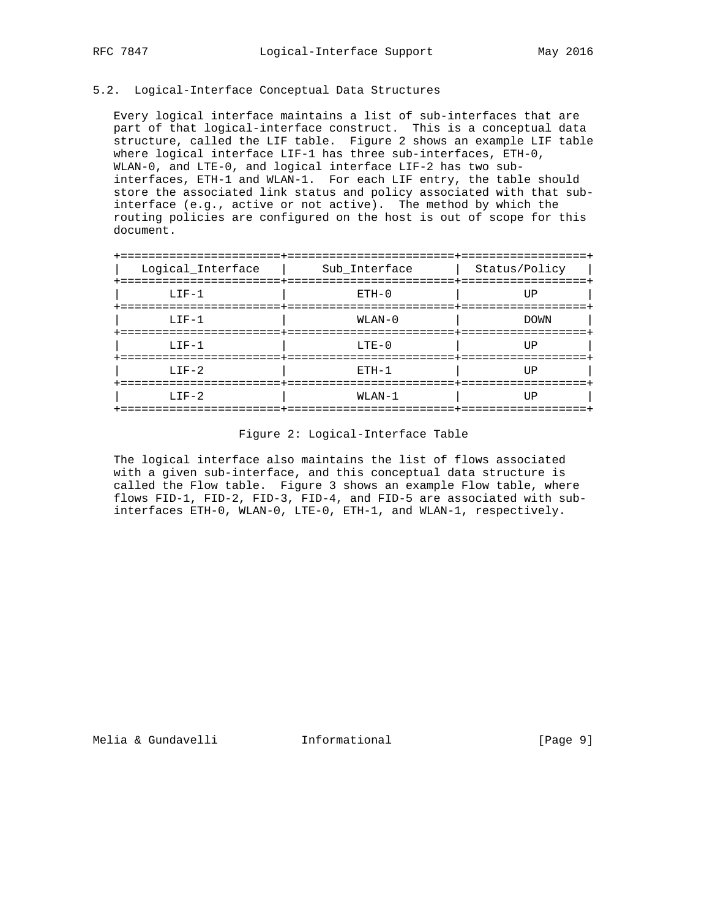## 5.2. Logical-Interface Conceptual Data Structures

Every logical interface maintains a list of sub-interfaces that are part of that logical-interface construct. This is a conceptual data structure, called the LIF table. Figure 2 shows an example LIF table where logical interface LIF-1 has three sub-interfaces, ETH-0, WLAN-0, and LTE-0, and logical interface LIF-2 has two sub-interfaces, ETH-1 and WLAN-1. For each LIF entry, the table should store the associated link status and policy associated with that sub-interface (e.g., active or not active). The method by which the routing policies are configured on the host is out of scope for this document.

| Logical_Interface | Sub_Interface | Status/Policy |
|---|---|---|
| LIF-1 | ETH-0 | UP |
| LIF-1 | WLAN-0 | DOWN |
| LIF-1 | LTE-0 | UP |
| LIF-2 | ETH-1 | UP |
| LIF-2 | WLAN-1 | UP |

Figure 2: Logical-Interface Table

The logical interface also maintains the list of flows associated with a given sub-interface, and this conceptual data structure is called the Flow table. Figure 3 shows an example Flow table, where flows FID-1, FID-2, FID-3, FID-4, and FID-5 are associated with sub-interfaces ETH-0, WLAN-0, LTE-0, ETH-1, and WLAN-1, respectively.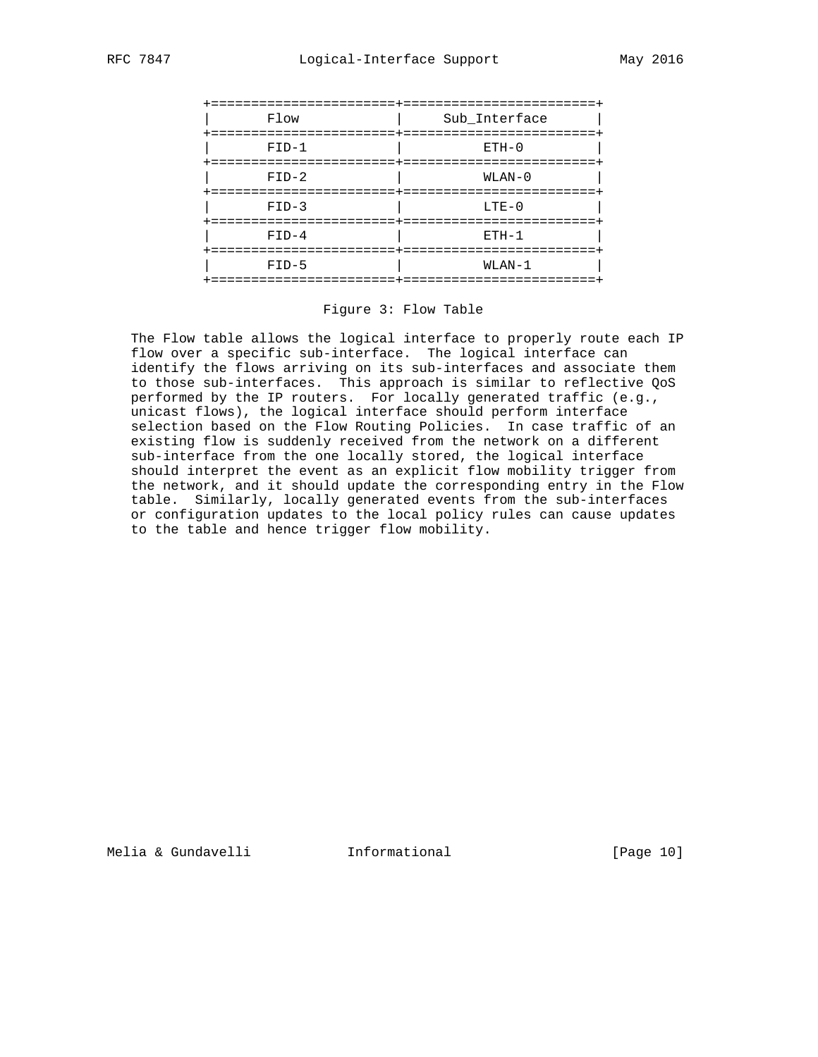| Flow | Sub_Interface |
|---|---|
| FID-1 | ETH-0 |
| FID-2 | WLAN-0 |
| FID-3 | LTE-0 |
| FID-4 | ETH-1 |
| FID-5 | WLAN-1 |

Figure 3: Flow Table

The Flow table allows the logical interface to properly route each IP flow over a specific sub-interface. The logical interface can identify the flows arriving on its sub-interfaces and associate them to those sub-interfaces. This approach is similar to reflective QoS performed by the IP routers. For locally generated traffic (e.g., unicast flows), the logical interface should perform interface selection based on the Flow Routing Policies. In case traffic of an existing flow is suddenly received from the network on a different sub-interface from the one locally stored, the logical interface should interpret the event as an explicit flow mobility trigger from the network, and it should update the corresponding entry in the Flow table. Similarly, locally generated events from the sub-interfaces or configuration updates to the local policy rules can cause updates to the table and hence trigger flow mobility.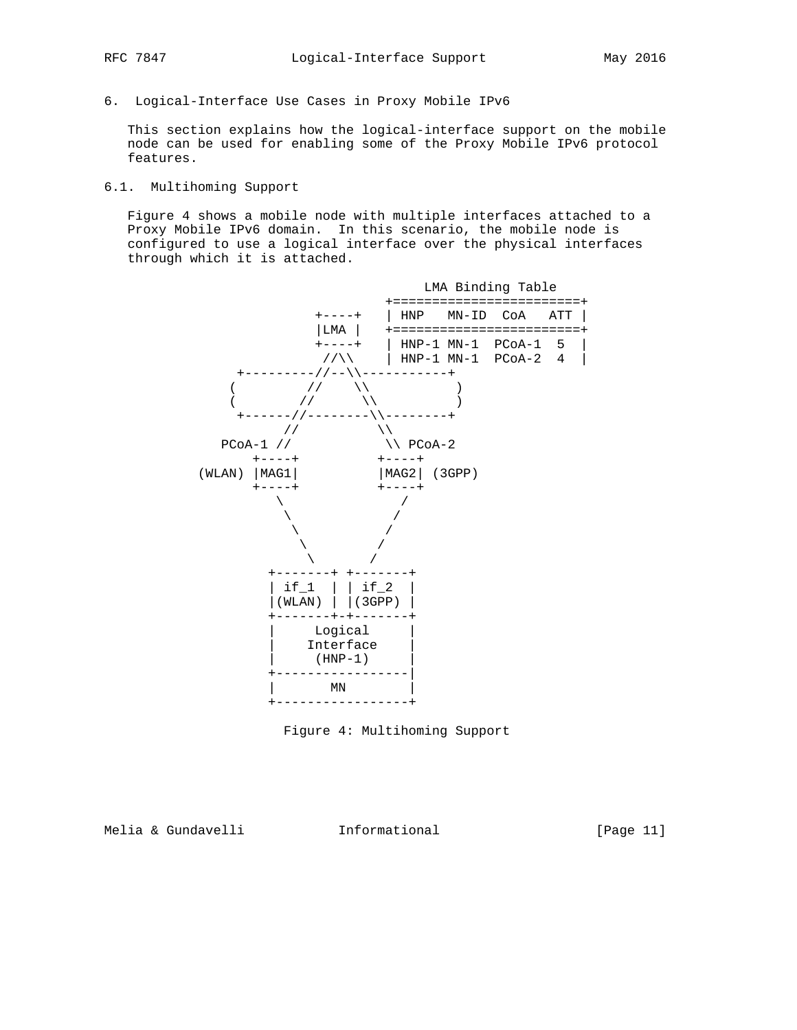## 6. Logical-Interface Use Cases in Proxy Mobile IPv6

This section explains how the logical-interface support on the mobile node can be used for enabling some of the Proxy Mobile IPv6 protocol features.

### 6.1. Multihoming Support

Figure 4 shows a mobile node with multiple interfaces attached to a Proxy Mobile IPv6 domain. In this scenario, the mobile node is configured to use a logical interface over the physical interfaces through which it is attached.

```
                                   LMA Binding Table
                               +========================+
                     +----+    | HNP   MN-ID  CoA   ATT |
                     |LMA |    +========================+
                     +----+    | HNP-1 MN-1  PCoA-1  5  |
                      //\\     | HNP-1 MN-1  PCoA-2  4  |
            +---------//--\\-----------+
           (         //    \\           )
           (        //      \\          )
            +------//--------\\--------+
                  //          \\
          PCoA-1 //            \\ PCoA-2
              +----+          +----+
        (WLAN) |MAG1|          |MAG2| (3GPP)
              +----+          +----+
                 \              /
                  \            /
                   \          /
                    \        /
                     \      /
                +-------+ +-------+
                | if_1  | | if_2  |
                |(WLAN) | |(3GPP) |
                +-------+-+-------+
                |     Logical     |
                |    Interface    |
                |     (HNP-1)     |
                +-----------------|
                |       MN        |
                +-----------------+
```

Figure 4: Multihoming Support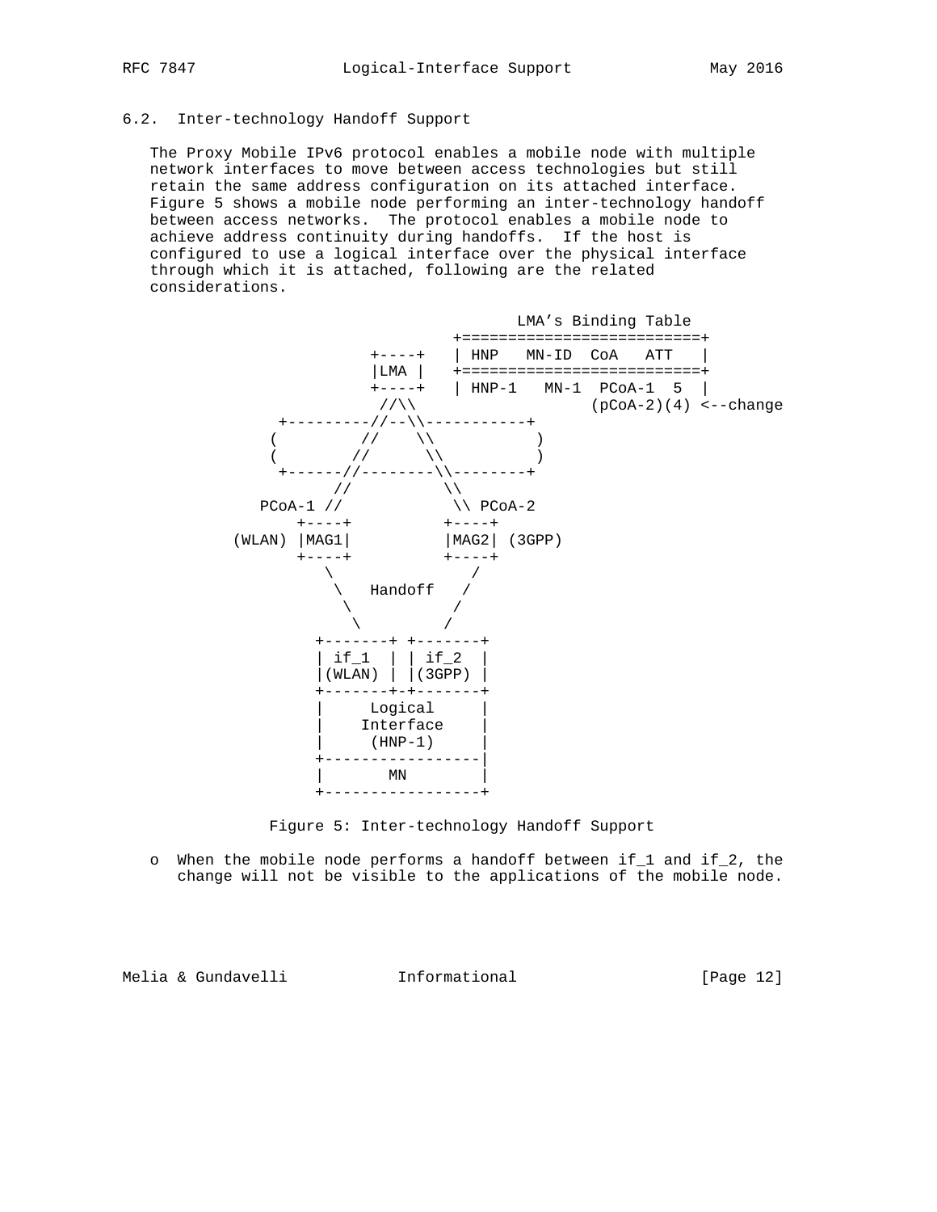### 6.2. Inter-technology Handoff Support

The Proxy Mobile IPv6 protocol enables a mobile node with multiple network interfaces to move between access technologies but still retain the same address configuration on its attached interface. Figure 5 shows a mobile node performing an inter-technology handoff between access networks. The protocol enables a mobile node to achieve address continuity during handoffs. If the host is configured to use a logical interface over the physical interface through which it is attached, following are the related considerations.

```
                                   LMA's Binding Table
                              +==========================+
                   +----+     | HNP   MN-ID  CoA   ATT   |
                   |LMA |     +==========================+
                   +----+     | HNP-1   MN-1  PCoA-1  5  |
                    //\\                  (pCoA-2)(4) <--change
         +---------//--\\-----------+
        (         //    \\           )
        (        //      \\          )
         +------//--------\\--------+
               //          \\
        PCoA-1 //           \\ PCoA-2
           +----+          +----+
     (WLAN) |MAG1|          |MAG2| (3GPP)
           +----+          +----+
              \              /
               \   Handoff   /
                \           /
                 \         /
              +-------+ +-------+
              | if_1  | | if_2  |
              |(WLAN) | |(3GPP) |
              +-------+-+-------+
              |     Logical     |
              |    Interface    |
              |     (HNP-1)     |
              +-----------------|
              |       MN        |
              +-----------------+
```

Figure 5: Inter-technology Handoff Support

- When the mobile node performs a handoff between if_1 and if_2, the change will not be visible to the applications of the mobile node.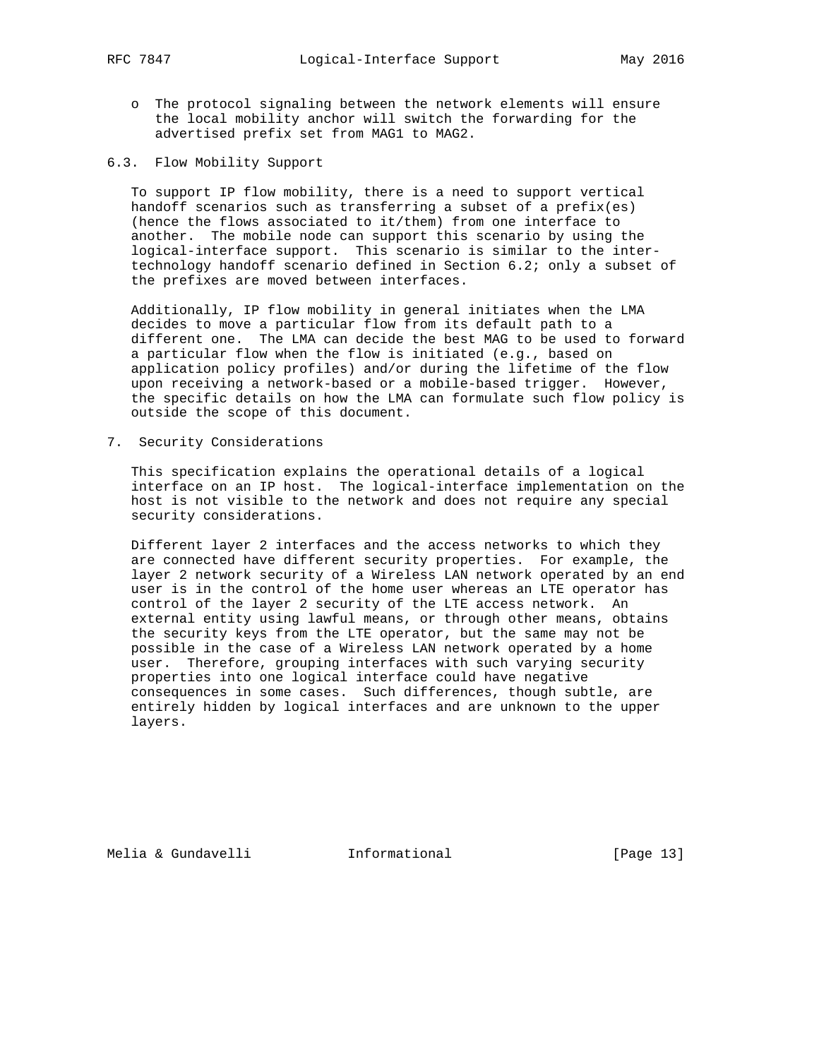- The protocol signaling between the network elements will ensure the local mobility anchor will switch the forwarding for the advertised prefix set from MAG1 to MAG2.

## 6.3. Flow Mobility Support

To support IP flow mobility, there is a need to support vertical handoff scenarios such as transferring a subset of a prefix(es) (hence the flows associated to it/them) from one interface to another. The mobile node can support this scenario by using the logical-interface support. This scenario is similar to the inter-technology handoff scenario defined in Section 6.2; only a subset of the prefixes are moved between interfaces.

Additionally, IP flow mobility in general initiates when the LMA decides to move a particular flow from its default path to a different one. The LMA can decide the best MAG to be used to forward a particular flow when the flow is initiated (e.g., based on application policy profiles) and/or during the lifetime of the flow upon receiving a network-based or a mobile-based trigger. However, the specific details on how the LMA can formulate such flow policy is outside the scope of this document.

# 7. Security Considerations

This specification explains the operational details of a logical interface on an IP host. The logical-interface implementation on the host is not visible to the network and does not require any special security considerations.

Different layer 2 interfaces and the access networks to which they are connected have different security properties. For example, the layer 2 network security of a Wireless LAN network operated by an end user is in the control of the home user whereas an LTE operator has control of the layer 2 security of the LTE access network. An external entity using lawful means, or through other means, obtains the security keys from the LTE operator, but the same may not be possible in the case of a Wireless LAN network operated by a home user. Therefore, grouping interfaces with such varying security properties into one logical interface could have negative consequences in some cases. Such differences, though subtle, are entirely hidden by logical interfaces and are unknown to the upper layers.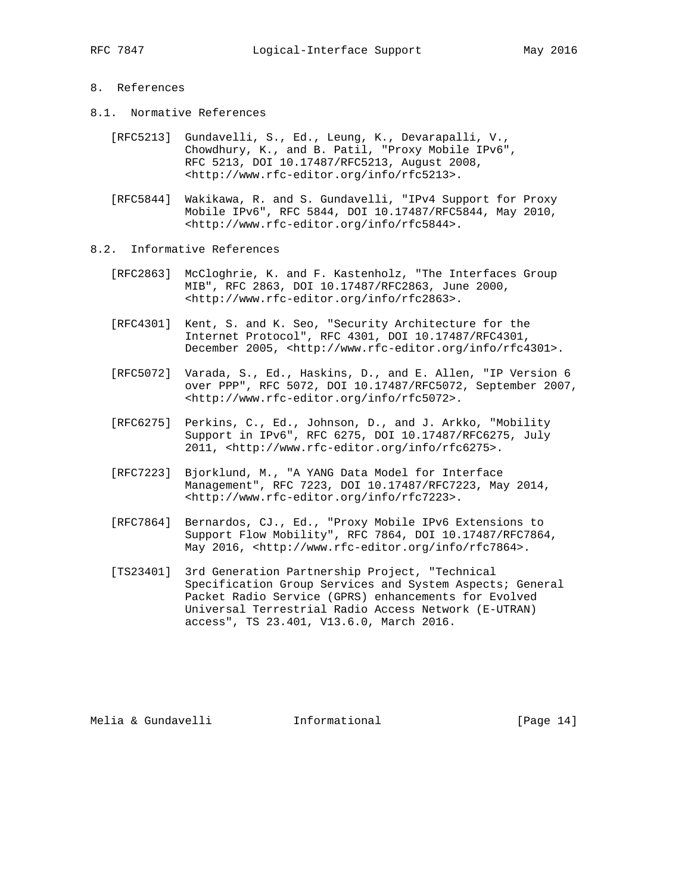## 8. References

### 8.1. Normative References

[RFC5213] Gundavelli, S., Ed., Leung, K., Devarapalli, V., Chowdhury, K., and B. Patil, "Proxy Mobile IPv6", RFC 5213, DOI 10.17487/RFC5213, August 2008, <http://www.rfc-editor.org/info/rfc5213>.

[RFC5844] Wakikawa, R. and S. Gundavelli, "IPv4 Support for Proxy Mobile IPv6", RFC 5844, DOI 10.17487/RFC5844, May 2010, <http://www.rfc-editor.org/info/rfc5844>.

### 8.2. Informative References

[RFC2863] McCloghrie, K. and F. Kastenholz, "The Interfaces Group MIB", RFC 2863, DOI 10.17487/RFC2863, June 2000, <http://www.rfc-editor.org/info/rfc2863>.

[RFC4301] Kent, S. and K. Seo, "Security Architecture for the Internet Protocol", RFC 4301, DOI 10.17487/RFC4301, December 2005, <http://www.rfc-editor.org/info/rfc4301>.

[RFC5072] Varada, S., Ed., Haskins, D., and E. Allen, "IP Version 6 over PPP", RFC 5072, DOI 10.17487/RFC5072, September 2007, <http://www.rfc-editor.org/info/rfc5072>.

[RFC6275] Perkins, C., Ed., Johnson, D., and J. Arkko, "Mobility Support in IPv6", RFC 6275, DOI 10.17487/RFC6275, July 2011, <http://www.rfc-editor.org/info/rfc6275>.

[RFC7223] Bjorklund, M., "A YANG Data Model for Interface Management", RFC 7223, DOI 10.17487/RFC7223, May 2014, <http://www.rfc-editor.org/info/rfc7223>.

[RFC7864] Bernardos, CJ., Ed., "Proxy Mobile IPv6 Extensions to Support Flow Mobility", RFC 7864, DOI 10.17487/RFC7864, May 2016, <http://www.rfc-editor.org/info/rfc7864>.

[TS23401] 3rd Generation Partnership Project, "Technical Specification Group Services and System Aspects; General Packet Radio Service (GPRS) enhancements for Evolved Universal Terrestrial Radio Access Network (E-UTRAN) access", TS 23.401, V13.6.0, March 2016.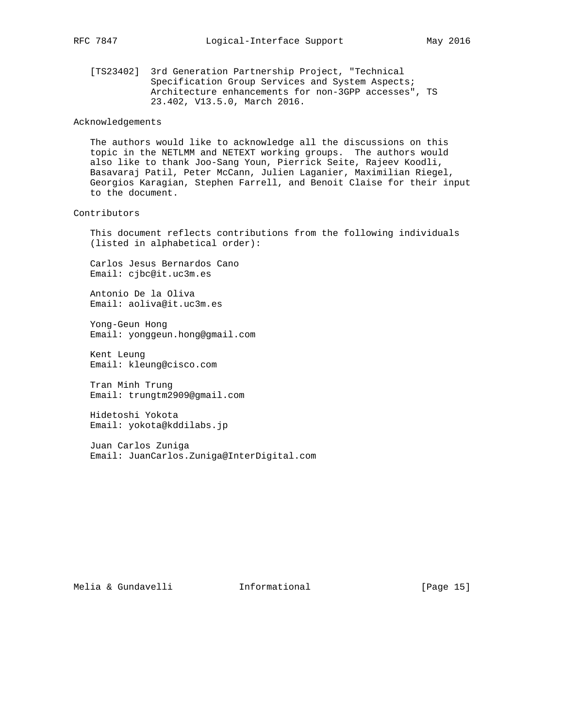[TS23402] 3rd Generation Partnership Project, "Technical Specification Group Services and System Aspects; Architecture enhancements for non-3GPP accesses", TS 23.402, V13.5.0, March 2016.

## Acknowledgements

The authors would like to acknowledge all the discussions on this topic in the NETLMM and NETEXT working groups. The authors would also like to thank Joo-Sang Youn, Pierrick Seite, Rajeev Koodli, Basavaraj Patil, Peter McCann, Julien Laganier, Maximilian Riegel, Georgios Karagian, Stephen Farrell, and Benoit Claise for their input to the document.

## Contributors

This document reflects contributions from the following individuals (listed in alphabetical order):

Carlos Jesus Bernardos Cano
Email: cjbc@it.uc3m.es

Antonio De la Oliva
Email: aoliva@it.uc3m.es

Yong-Geun Hong
Email: yonggeun.hong@gmail.com

Kent Leung
Email: kleung@cisco.com

Tran Minh Trung
Email: trungtm2909@gmail.com

Hidetoshi Yokota
Email: yokota@kddilabs.jp

Juan Carlos Zuniga
Email: JuanCarlos.Zuniga@InterDigital.com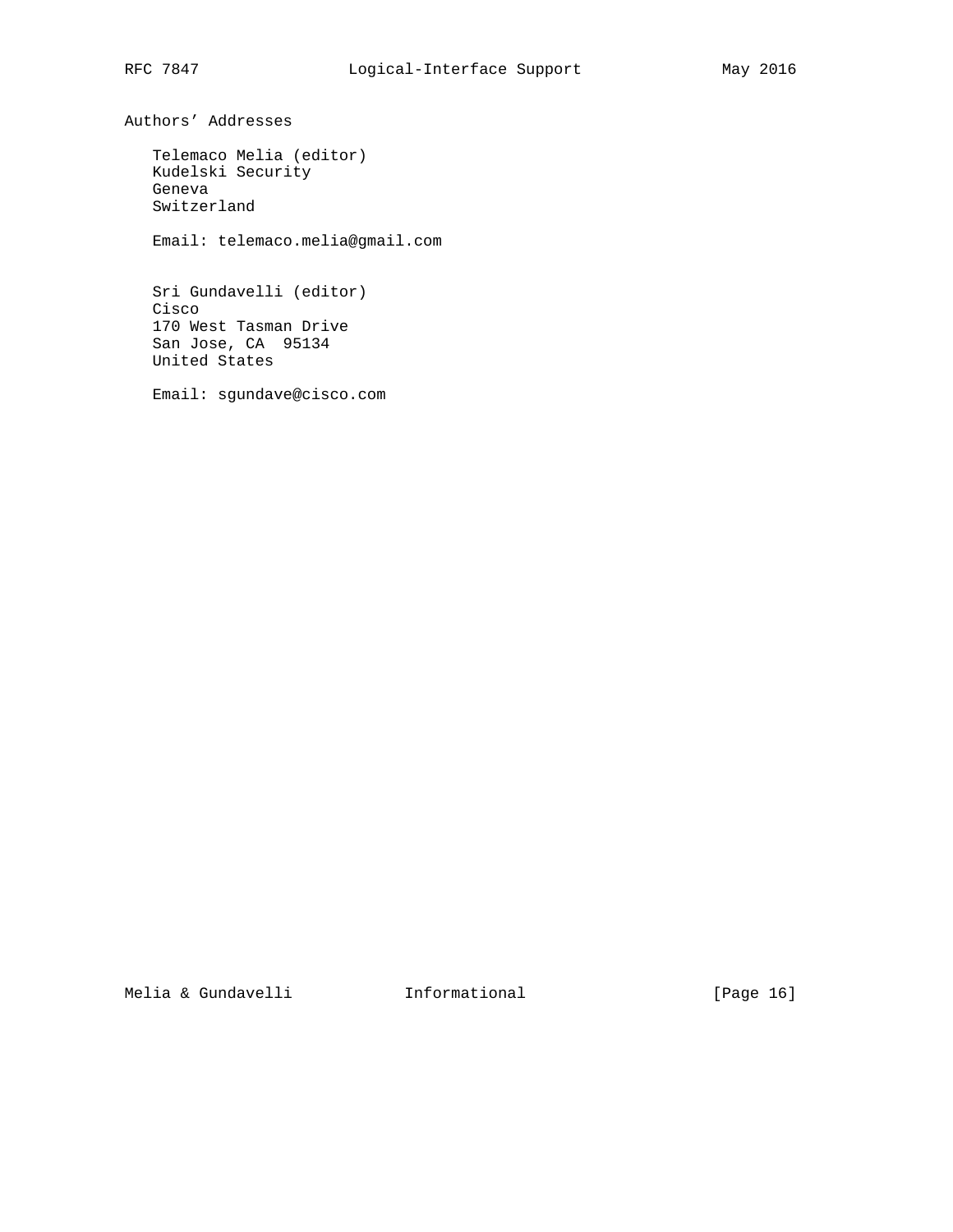## Authors' Addresses

Telemaco Melia (editor)
Kudelski Security
Geneva
Switzerland

Email: telemaco.melia@gmail.com

Sri Gundavelli (editor)
Cisco
170 West Tasman Drive
San Jose, CA  95134
United States

Email: sgundave@cisco.com